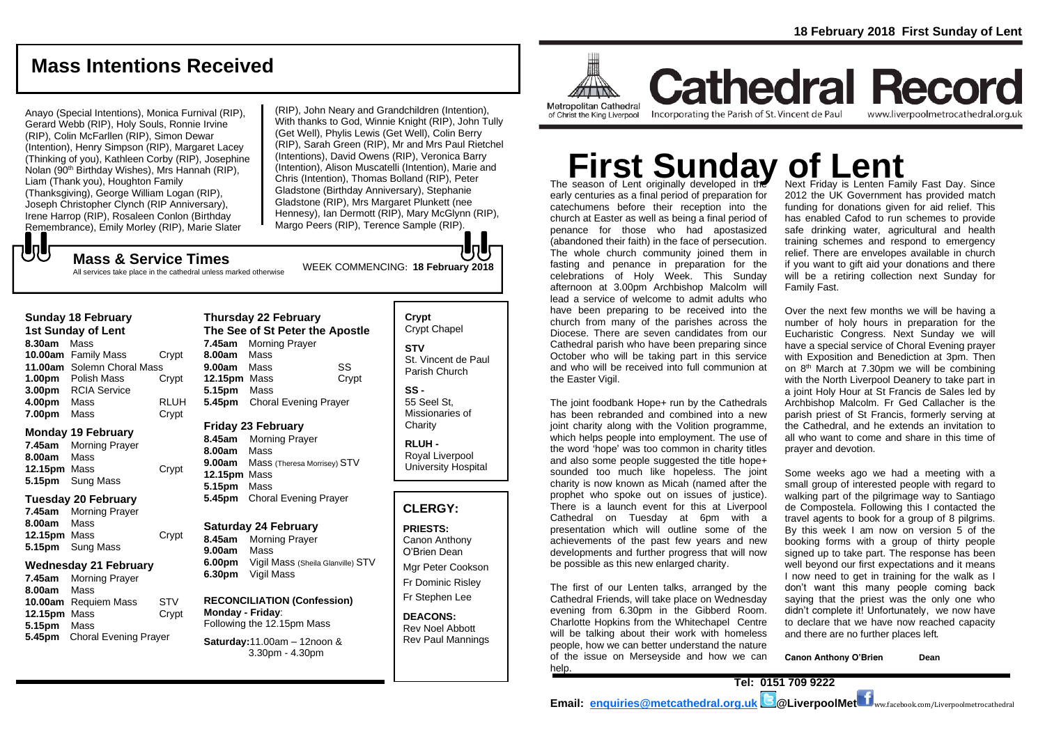# Cathedral Record

Metropolitan Cathedral of Christ the King Liverpool

Incorporating the Parish of St. Vincent de Paul

www.liverpoolmetrocathedral.org.uk

**18 February 2018 First Sunday of Lent**

## Mass Intentions Received

Anayo (Special Intentions), Monica Furnival (RIP), Gerard Webb (RIP), Holy Souls, Ronnie Irvine (RIP), Colin McFarllen (RIP), Simon Dewar (Intention), Henry Simpson (RIP), Margaret Lacey (Thinking of you), Kathleen Corby (RIP), Josephine Nolan (90th Birthday Wishes), Mrs Hannah (RIP), Liam (Thank you), Houghton Family (Thanksgiving), George William Logan (RIP), Joseph Christopher Clynch (RIP Anniversary), Irene Harrop (RIP), Rosaleen Conlon (Birthday Remembrance), Emily Morley (RIP), Marie Slater (RIP), John Neary and Grandchildren (Intention), With thanks to God, Winnie Knight (RIP), John Tully (Get Well), Phylis Lewis (Get Well), Colin Berry (RIP), Sarah Green (RIP), Mr and Mrs Paul Rietchel (Intentions), David Owens (RIP), Veronica Barry (Intention), Alison Muscatelli (Intention), Marie and Chris (Intention), Thomas Bolland (RIP), Peter Gladstone (Birthday Anniversary), Stephanie Gladstone (RIP), Mrs Margaret Plunkett (nee Hennesy), Ian Dermott (RIP), Mary McGlynn (RIP), Margo Peers (RIP), Terence Sample (RIP).

## Mass & Service Times

All services take place in the cathedral unless marked otherwise

WEEK COMMENCING: **18 February 2018**

### Sunday 18 February
**1st Sunday of Lent**

| | | |
|---|---|---|
| **8.30am** | Mass | |
| **10.00am** | Family Mass | Crypt |
| **11.00am** | Solemn Choral Mass | |
| **1.00pm** | Polish Mass | Crypt |
| **3.00pm** | RCIA Service | |
| **4.00pm** | Mass | RLUH |
| **7.00pm** | Mass | Crypt |

### Monday 19 February

| | | |
|---|---|---|
| **7.45am** | Morning Prayer | |
| **8.00am** | Mass | |
| **12.15pm** | Mass | Crypt |
| **5.15pm** | Sung Mass | |

### Tuesday 20 February

| | | |
|---|---|---|
| **7.45am** | Morning Prayer | |
| **8.00am** | Mass | |
| **12.15pm** | Mass | Crypt |
| **5.15pm** | Sung Mass | |

### Wednesday 21 February

| | | |
|---|---|---|
| **7.45am** | Morning Prayer | |
| **8.00am** | Mass | |
| **10.00am** | Requiem Mass | STV |
| **12.15pm** | Mass | Crypt |
| **5.15pm** | Mass | |
| **5.45pm** | Choral Evening Prayer | |

### Thursday 22 February
**The See of St Peter the Apostle**

| | | |
|---|---|---|
| **7.45am** | Morning Prayer | |
| **8.00am** | Mass | |
| **9.00am** | Mass | SS |
| **12.15pm** | Mass | Crypt |
| **5.15pm** | Mass | |
| **5.45pm** | Choral Evening Prayer | |

### Friday 23 February

| | | |
|---|---|---|
| **8.45am** | Morning Prayer | |
| **8.00am** | Mass | |
| **9.00am** | Mass (Theresa Morrisey) | STV |
| **12.15pm** | Mass | |
| **5.15pm** | Mass | |
| **5.45pm** | Choral Evening Prayer | |

### Saturday 24 February

| | | |
|---|---|---|
| **8.45am** | Morning Prayer | |
| **9.00am** | Mass | |
| **6.00pm** | Vigil Mass (Sheila Glanville) | STV |
| **6.30pm** | Vigil Mass | |

**RECONCILIATION (Confession)**
**Monday - Friday**: Following the 12.15pm Mass

**Saturday:** 11.00am – 12noon & 3.30pm - 4.30pm

**Crypt** Crypt Chapel

**STV** St. Vincent de Paul Parish Church

**SS -** 55 Seel St, Missionaries of Charity

**RLUH -** Royal Liverpool University Hospital

## CLERGY:

**PRIESTS:**
Canon Anthony O'Brien Dean
Mgr Peter Cookson
Fr Dominic Risley
Fr Stephen Lee

**DEACONS:**
Rev Noel Abbott
Rev Paul Mannings

# First Sunday of Lent

The season of Lent originally developed in the early centuries as a final period of preparation for catechumens before their reception into the church at Easter as well as being a final period of penance for those who had apostasized (abandoned their faith) in the face of persecution. The whole church community joined them in fasting and penance in preparation for the celebrations of Holy Week. This Sunday afternoon at 3.00pm Archbishop Malcolm will lead a service of welcome to admit adults who have been preparing to be received into the church from many of the parishes across the Diocese. There are seven candidates from our Cathedral parish who have been preparing since October who will be taking part in this service and who will be received into full communion at the Easter Vigil.

The joint foodbank Hope+ run by the Cathedrals has been rebranded and combined into a new joint charity along with the Volition programme, which helps people into employment. The use of the word 'hope' was too common in charity titles and also some people suggested the title hope+ sounded too much like hopeless. The joint charity is now known as Micah (named after the prophet who spoke out on issues of justice). There is a launch event for this at Liverpool Cathedral on Tuesday at 6pm with a presentation which will outline some of the achievements of the past few years and new developments and further progress that will now be possible as this new enlarged charity.

The first of our Lenten talks, arranged by the Cathedral Friends, will take place on Wednesday evening from 6.30pm in the Gibberd Room. Charlotte Hopkins from the Whitechapel Centre will be talking about their work with homeless people, how we can better understand the nature of the issue on Merseyside and how we can help.

Next Friday is Lenten Family Fast Day. Since 2012 the UK Government has provided match funding for donations given for aid relief. This has enabled Cafod to run schemes to provide safe drinking water, agricultural and health training schemes and respond to emergency relief. There are envelopes available in church if you want to gift aid your donations and there will be a retiring collection next Sunday for Family Fast.

Over the next few months we will be having a number of holy hours in preparation for the Eucharistic Congress. Next Sunday we will have a special service of Choral Evening prayer with Exposition and Benediction at 3pm. Then on 8th March at 7.30pm we will be combining with the North Liverpool Deanery to take part in a joint Holy Hour at St Francis de Sales led by Archbishop Malcolm. Fr Ged Callacher is the parish priest of St Francis, formerly serving at the Cathedral, and he extends an invitation to all who want to come and share in this time of prayer and devotion.

Some weeks ago we had a meeting with a small group of interested people with regard to walking part of the pilgrimage way to Santiago de Compostela. Following this I contacted the travel agents to book for a group of 8 pilgrims. By this week I am now on version 5 of the booking forms with a group of thirty people signed up to take part. The response has been well beyond our first expectations and it means I now need to get in training for the walk as I don't want this many people coming back saying that the priest was the only one who didn't complete it! Unfortunately, we now have to declare that we have now reached capacity and there are no further places left.

**Canon Anthony O'Brien Dean**

**Tel: 0151 709 9222**

**Email: enquiries@metcathedral.org.uk @LiverpoolMet** www.facebook.com/Liverpoolmetrocathedral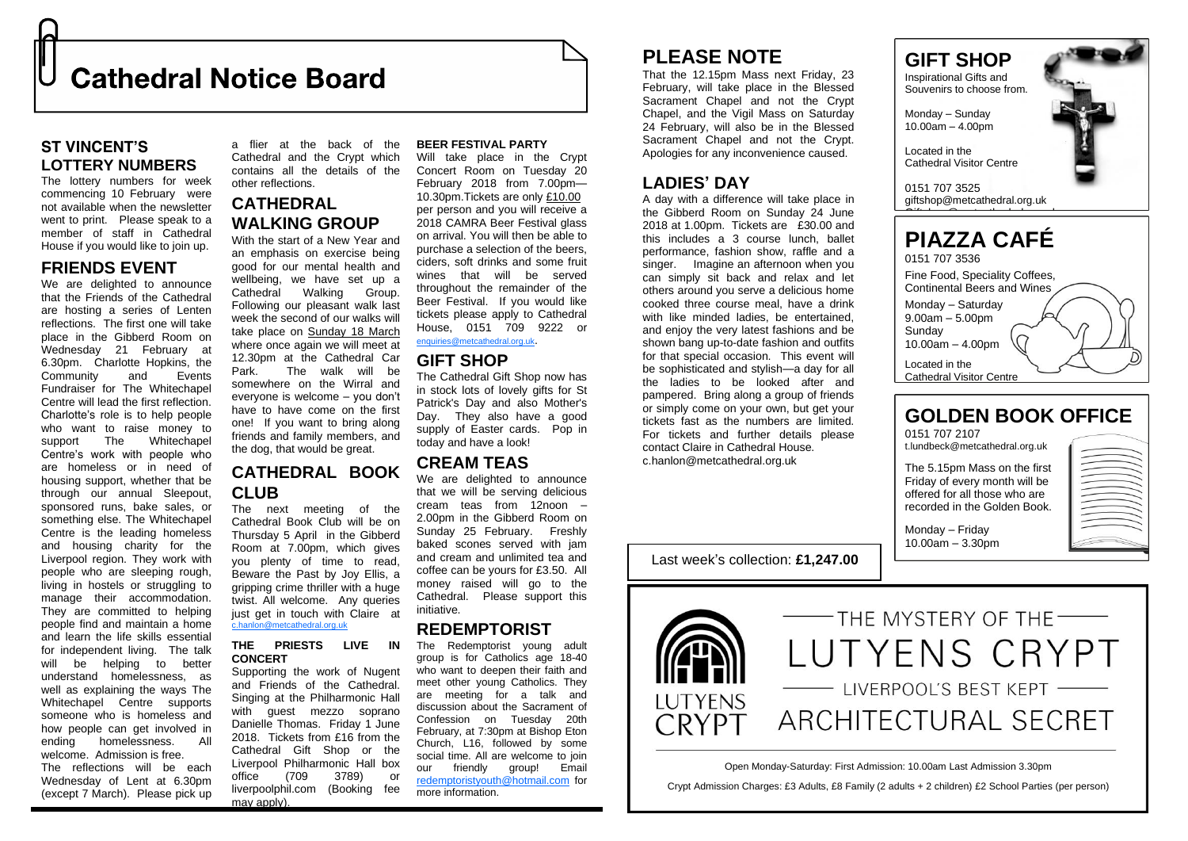# Cathedral Notice Board

## ST VINCENT'S LOTTERY NUMBERS

The lottery numbers for week commencing 10 February were not available when the newsletter went to print. Please speak to a member of staff in Cathedral House if you would like to join up.

## FRIENDS EVENT

We are delighted to announce that the Friends of the Cathedral are hosting a series of Lenten reflections. The first one will take place in the Gibberd Room on Wednesday 21 February at 6.30pm. Charlotte Hopkins, the Community and Events Fundraiser for The Whitechapel Centre will lead the first reflection. Charlotte's role is to help people who want to raise money to support The Whitechapel Centre's work with people who are homeless or in need of housing support, whether that be through our annual Sleepout, sponsored runs, bake sales, or something else. The Whitechapel Centre is the leading homeless and housing charity for the Liverpool region. They work with people who are sleeping rough, living in hostels or struggling to manage their accommodation. They are committed to helping people find and maintain a home and learn the life skills essential for independent living. The talk will be helping to better understand homelessness, as well as explaining the ways The Whitechapel Centre supports someone who is homeless and how people can get involved in ending homelessness. All welcome. Admission is free.

The reflections will be each Wednesday of Lent at 6.30pm (except 7 March). Please pick up a flier at the back of the Cathedral and the Crypt which contains all the details of the other reflections.

## CATHEDRAL WALKING GROUP

With the start of a New Year and with an emphasis on exercise being good for our mental health and wellbeing, we have set up a Cathedral Walking Group. Following our pleasant walk last week the second of our walks will take place on Sunday 18 March where once again we will meet at 12.30pm at the Cathedral Car Park. The walk will be somewhere on the Wirral and everyone is welcome – you don't have to have come on the first one! If you want to bring along friends and family members, and the dog, that would be great.

## CATHEDRAL BOOK CLUB

The next meeting of the Cathedral Book Club will be on Thursday 5 April in the Gibberd Room at 7.00pm, which gives you plenty of time to read, Beware the Past by Joy Ellis, a gripping crime thriller with a huge twist. All welcome. Any queries just get in touch with Claire at c.hanlon@metcathedral.org.uk

### THE PRIESTS LIVE IN CONCERT

Supporting the work of Nugent and Friends of the Cathedral. Singing at the Philharmonic Hall with guest mezzo soprano Danielle Thomas. Friday 1 June 2018. Tickets from £16 from the Cathedral Gift Shop or the Liverpool Philharmonic Hall box office (709 3789) or liverpoolphil.com (Booking fee may apply).

### BEER FESTIVAL PARTY

Will take place in the Crypt Concert Room on Tuesday 20 February 2018 from 7.00pm—10.30pm.Tickets are only £10.00 per person and you will receive a 2018 CAMRA Beer Festival glass on arrival. You will then be able to purchase a selection of the beers, ciders, soft drinks and some fruit wines that will be served throughout the remainder of the Beer Festival. If you would like tickets please apply to Cathedral House, 0151 709 9222 or enquiries@metcathedral.org.uk.

## GIFT SHOP

The Cathedral Gift Shop now has in stock lots of lovely gifts for St Patrick's Day and also Mother's Day. They also have a good supply of Easter cards. Pop in today and have a look!

## CREAM TEAS

We are delighted to announce that we will be serving delicious cream teas from 12noon – 2.00pm in the Gibberd Room on Sunday 25 February. Freshly baked scones served with jam and cream and unlimited tea and coffee can be yours for £3.50. All money raised will go to the Cathedral. Please support this initiative.

## REDEMPTORIST

The Redemptorist young adult group is for Catholics age 18-40 who want to deepen their faith and meet other young Catholics. They are meeting for a talk and discussion about the Sacrament of Confession on Tuesday 20th February, at 7:30pm at Bishop Eton Church, L16, followed by some social time. All are welcome to join our friendly group! Email redemptoristyouth@hotmail.com for more information.

## PLEASE NOTE

That the 12.15pm Mass next Friday, 23 February, will take place in the Blessed Sacrament Chapel and not the Crypt Chapel, and the Vigil Mass on Saturday 24 February, will also be in the Blessed Sacrament Chapel and not the Crypt. Apologies for any inconvenience caused.

## LADIES' DAY

A day with a difference will take place in the Gibberd Room on Sunday 24 June 2018 at 1.00pm. Tickets are £30.00 and this includes a 3 course lunch, ballet performance, fashion show, raffle and a singer. Imagine an afternoon when you can simply sit back and relax and let others around you serve a delicious home cooked three course meal, have a drink with like minded ladies, be entertained, and enjoy the very latest fashions and be shown bang up-to-date fashion and outfits for that special occasion. This event will be sophisticated and stylish—a day for all the ladies to be looked after and pampered. Bring along a group of friends or simply come on your own, but get your tickets fast as the numbers are limited. For tickets and further details please contact Claire in Cathedral House. c.hanlon@metcathedral.org.uk

Last week's collection: **£1,247.00**

## GIFT SHOP

Inspirational Gifts and Souvenirs to choose from.

Monday – Sunday
10.00am – 4.00pm

Located in the Cathedral Visitor Centre

0151 707 3525
giftshop@metcathedral.org.uk

## PIAZZA CAFÉ

0151 707 3536

Fine Food, Speciality Coffees, Continental Beers and Wines

Monday – Saturday
9.00am – 5.00pm
Sunday
10.00am – 4.00pm

Located in the Cathedral Visitor Centre

## GOLDEN BOOK OFFICE

0151 707 2107
t.lundbeck@metcathedral.org.uk

The 5.15pm Mass on the first Friday of every month will be offered for all those who are recorded in the Golden Book.

Monday – Friday
10.00am – 3.30pm

LUTYENS CRYPT

THE MYSTERY OF THE LUTYENS CRYPT — LIVERPOOL'S BEST KEPT — ARCHITECTURAL SECRET

Open Monday-Saturday: First Admission: 10.00am Last Admission 3.30pm

Crypt Admission Charges: £3 Adults, £8 Family (2 adults + 2 children) £2 School Parties (per person)